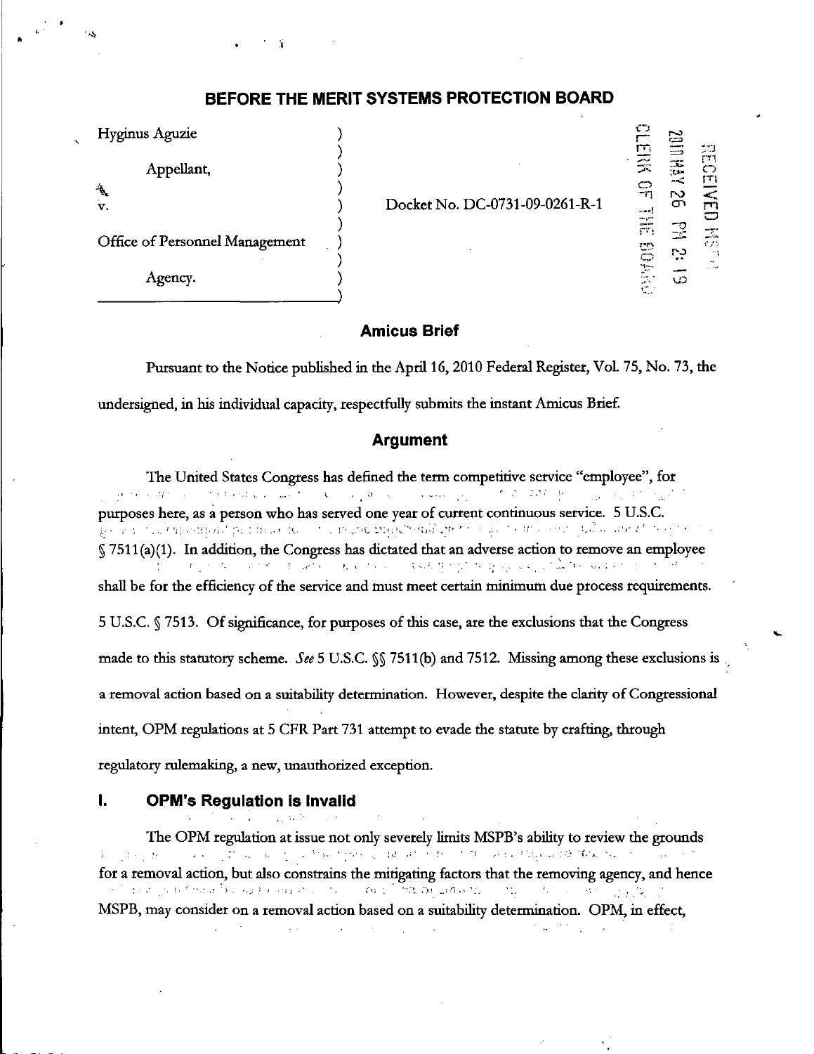# BEFORE THE MERIT SYSTEMS PROTECTION BOARD

Hyginus Aguzie

Appellant,

v.

Office of Personnel Management

Agency.

Docket No. DC-0731-09-0261-R-1

RECEIVED MSPB
2010 MAY 26 PM 2:19
CLERK OF THE BOARD

## Amicus Brief

Pursuant to the Notice published in the April 16, 2010 Federal Register, Vol. 75, No. 73, the undersigned, in his individual capacity, respectfully submits the instant Amicus Brief.

## Argument

The United States Congress has defined the term competitive service "employee", for purposes here, as a person who has served one year of current continuous service. 5 U.S.C. § 7511(a)(1). In addition, the Congress has dictated that an adverse action to remove an employee shall be for the efficiency of the service and must meet certain minimum due process requirements. 5 U.S.C. § 7513. Of significance, for purposes of this case, are the exclusions that the Congress made to this statutory scheme. *See* 5 U.S.C. §§ 7511(b) and 7512. Missing among these exclusions is a removal action based on a suitability determination. However, despite the clarity of Congressional intent, OPM regulations at 5 CFR Part 731 attempt to evade the statute by crafting, through regulatory rulemaking, a new, unauthorized exception.

## I. OPM's Regulation is Invalid

The OPM regulation at issue not only severely limits MSPB's ability to review the grounds for a removal action, but also constrains the mitigating factors that the removing agency, and hence MSPB, may consider on a removal action based on a suitability determination. OPM, in effect,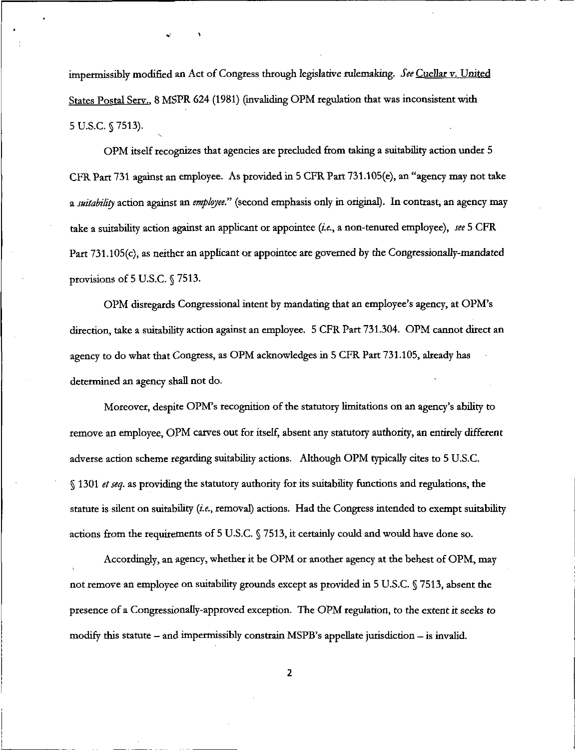impermissibly modified an Act of Congress through legislative rulemaking. *See* Cuellar v. United States Postal Serv., 8 MSPR 624 (1981) (invalidating OPM regulation that was inconsistent with 5 U.S.C. § 7513).

OPM itself recognizes that agencies are precluded from taking a suitability action under 5 CFR Part 731 against an employee. As provided in 5 CFR Part 731.105(e), an "agency may not take a *suitability* action against an *employee*." (second emphasis only in original). In contrast, an agency may take a suitability action against an applicant or appointee (*i.e.*, a non-tenured employee), *see* 5 CFR Part 731.105(c), as neither an applicant or appointee are governed by the Congressionally-mandated provisions of 5 U.S.C. § 7513.

OPM disregards Congressional intent by mandating that an employee's agency, at OPM's direction, take a suitability action against an employee. 5 CFR Part 731.304. OPM cannot direct an agency to do what that Congress, as OPM acknowledges in 5 CFR Part 731.105, already has determined an agency shall not do.

Moreover, despite OPM's recognition of the statutory limitations on an agency's ability to remove an employee, OPM carves out for itself, absent any statutory authority, an entirely different adverse action scheme regarding suitability actions. Although OPM typically cites to 5 U.S.C. § 1301 *et seq.* as providing the statutory authority for its suitability functions and regulations, the statute is silent on suitability (*i.e.*, removal) actions. Had the Congress intended to exempt suitability actions from the requirements of 5 U.S.C. § 7513, it certainly could and would have done so.

Accordingly, an agency, whether it be OPM or another agency at the behest of OPM, may not remove an employee on suitability grounds except as provided in 5 U.S.C. § 7513, absent the presence of a Congressionally-approved exception. The OPM regulation, to the extent it seeks to modify this statute – and impermissibly constrain MSPB's appellate jurisdiction – is invalid.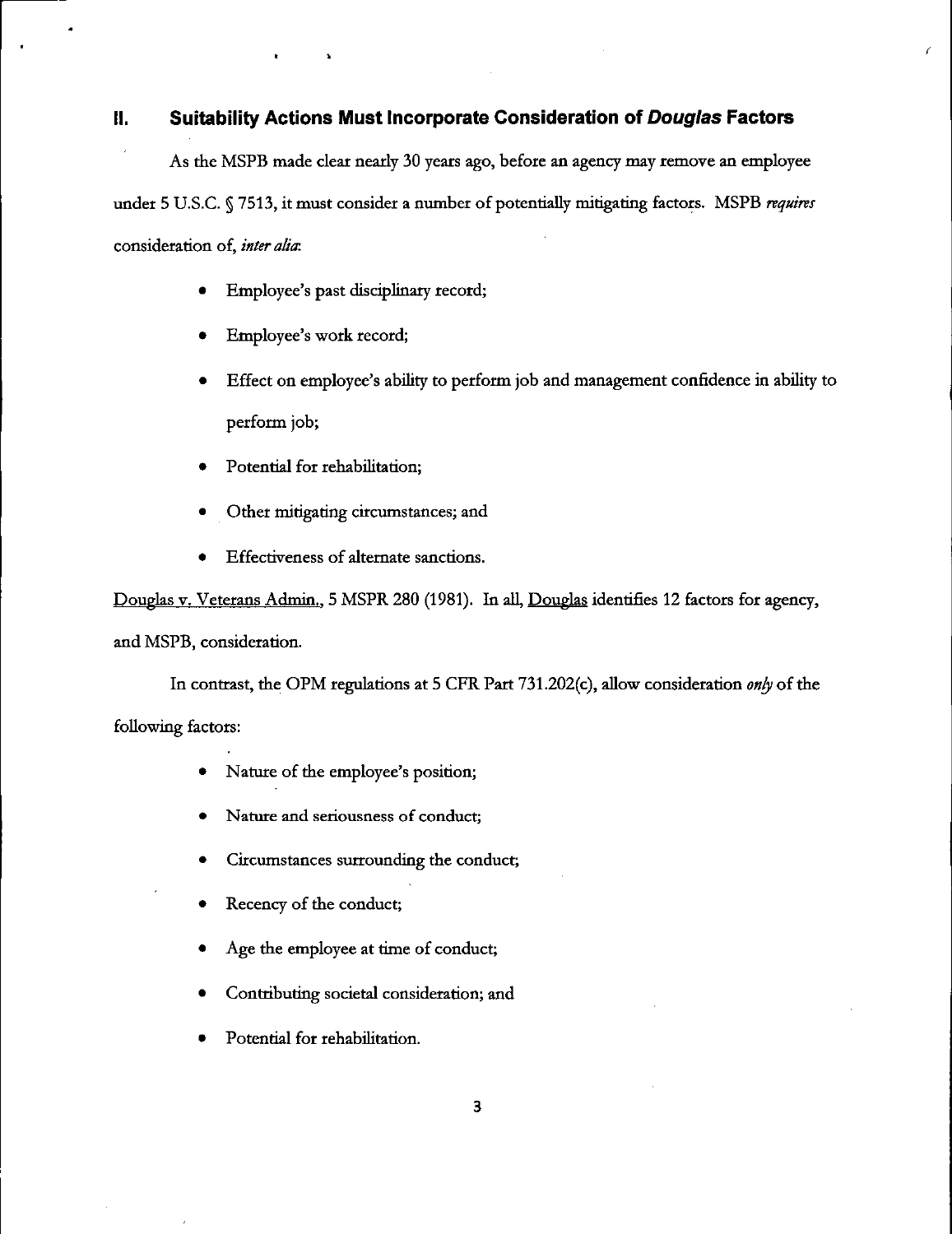## II. Suitability Actions Must Incorporate Consideration of *Douglas* Factors

As the MSPB made clear nearly 30 years ago, before an agency may remove an employee under 5 U.S.C. § 7513, it must consider a number of potentially mitigating factors. MSPB *requires* consideration of, *inter alia*:

- Employee's past disciplinary record;
- Employee's work record;
- Effect on employee's ability to perform job and management confidence in ability to perform job;
- Potential for rehabilitation;
- Other mitigating circumstances; and
- Effectiveness of alternate sanctions.

Douglas v. Veterans Admin., 5 MSPR 280 (1981). In all, Douglas identifies 12 factors for agency, and MSPB, consideration.

In contrast, the OPM regulations at 5 CFR Part 731.202(c), allow consideration *only* of the following factors:

- Nature of the employee's position;
- Nature and seriousness of conduct;
- Circumstances surrounding the conduct;
- Recency of the conduct;
- Age the employee at time of conduct;
- Contributing societal consideration; and
- Potential for rehabilitation.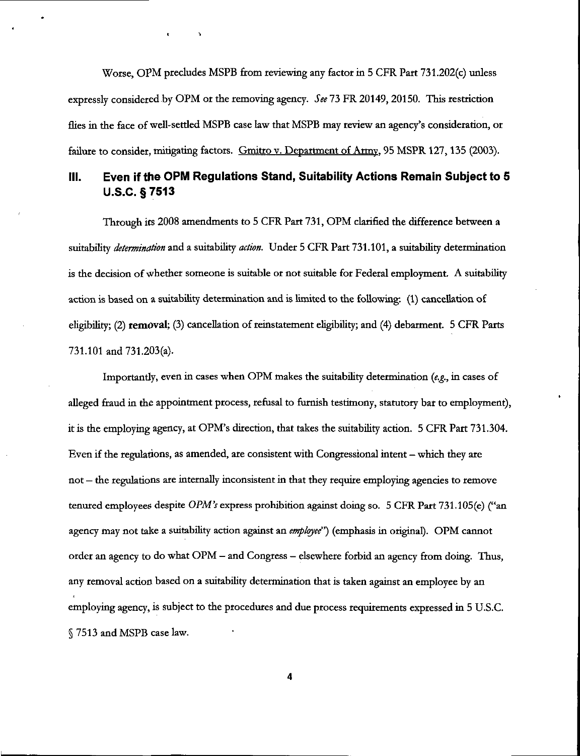Worse, OPM precludes MSPB from reviewing any factor in 5 CFR Part 731.202(c) unless expressly considered by OPM or the removing agency. *See* 73 FR 20149, 20150. This restriction flies in the face of well-settled MSPB case law that MSPB may review an agency's consideration, or failure to consider, mitigating factors. Gmitro v. Department of Army, 95 MSPR 127, 135 (2003).

## III. Even if the OPM Regulations Stand, Suitability Actions Remain Subject to 5 U.S.C. § 7513

Through its 2008 amendments to 5 CFR Part 731, OPM clarified the difference between a suitability *determination* and a suitability *action*. Under 5 CFR Part 731.101, a suitability determination is the decision of whether someone is suitable or not suitable for Federal employment. A suitability action is based on a suitability determination and is limited to the following: (1) cancellation of eligibility; (2) **removal**; (3) cancellation of reinstatement eligibility; and (4) debarment. 5 CFR Parts 731.101 and 731.203(a).

Importantly, even in cases when OPM makes the suitability determination (*e.g.*, in cases of alleged fraud in the appointment process, refusal to furnish testimony, statutory bar to employment), it is the employing agency, at OPM's direction, that takes the suitability action. 5 CFR Part 731.304. Even if the regulations, as amended, are consistent with Congressional intent – which they are not – the regulations are internally inconsistent in that they require employing agencies to remove tenured employees despite *OPM's* express prohibition against doing so. 5 CFR Part 731.105(e) ("an agency may not take a suitability action against an *employee*") (emphasis in original). OPM cannot order an agency to do what OPM – and Congress – elsewhere forbid an agency from doing. Thus, any removal action based on a suitability determination that is taken against an employee by an employing agency, is subject to the procedures and due process requirements expressed in 5 U.S.C. § 7513 and MSPB case law.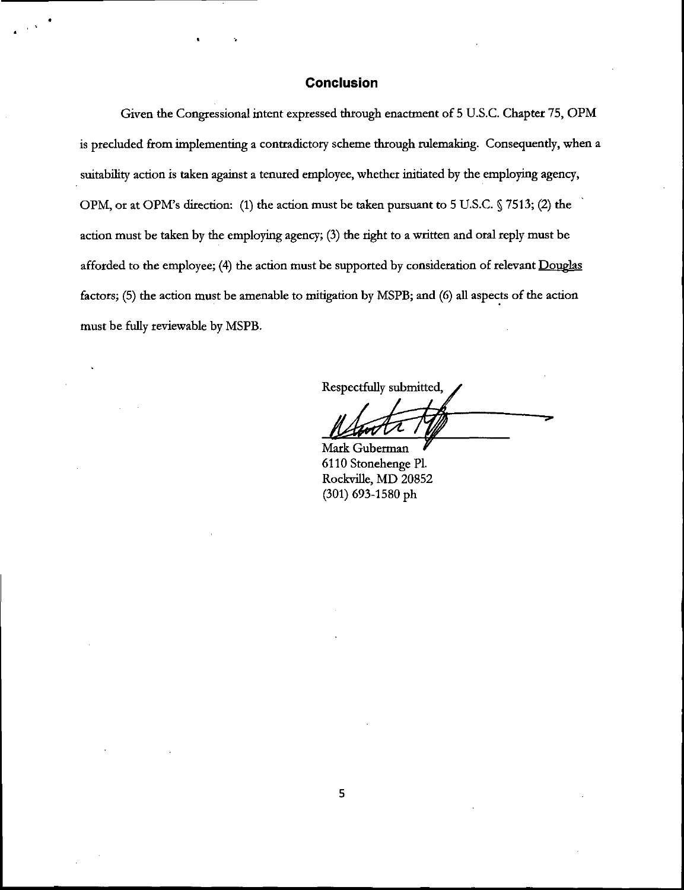## Conclusion

Given the Congressional intent expressed through enactment of 5 U.S.C. Chapter 75, OPM is precluded from implementing a contradictory scheme through rulemaking. Consequently, when a suitability action is taken against a tenured employee, whether initiated by the employing agency, OPM, or at OPM's direction: (1) the action must be taken pursuant to 5 U.S.C. § 7513; (2) the action must be taken by the employing agency; (3) the right to a written and oral reply must be afforded to the employee; (4) the action must be supported by consideration of relevant Douglas factors; (5) the action must be amenable to mitigation by MSPB; and (6) all aspects of the action must be fully reviewable by MSPB.

Respectfully submitted,

Mark Guberman
6110 Stonehenge Pl.
Rockville, MD 20852
(301) 693-1580 ph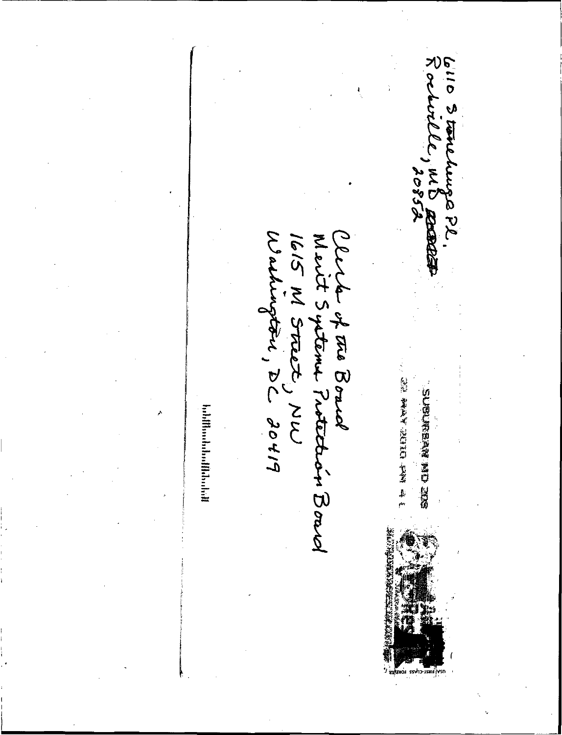6110 Stonehenge Pl.
Rockville, MD 20852

SUBURBAN MD 208
MAY 2010 PM 4 L

USA FIRST-CLASS FOREVER

Clerk of the Board
Merit Systems Protection Board
1615 M Street, NW
Washington, DC 20419